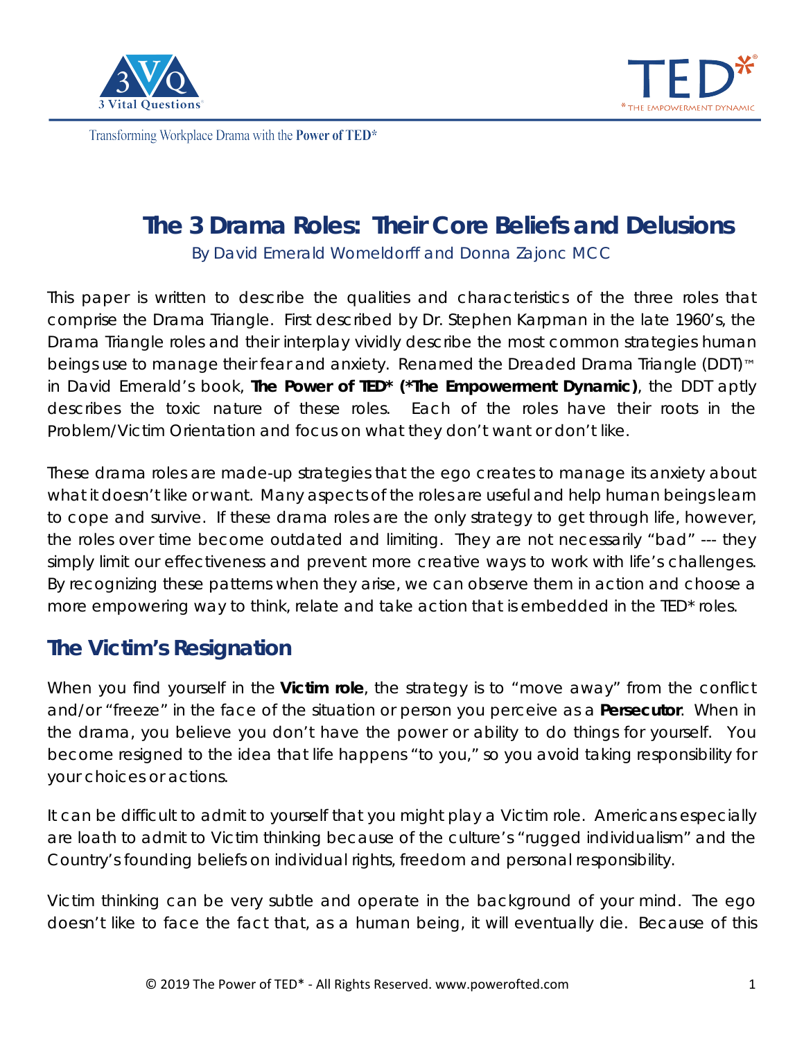Transforming Workplace Drama with the **Power of TED***

# The 3 Drama Roles: Their Core Beliefs and Delusions

By David Emerald Womeldorff and Donna Zajonc MCC

This paper is written to describe the qualities and characteristics of the three roles that comprise the Drama Triangle. First described by Dr. Stephen Karpman in the late 1960's, the Drama Triangle roles and their interplay vividly describe the most common strategies human beings use to manage their fear and anxiety. Renamed the Dreaded Drama Triangle (DDT)™ in David Emerald's book, **The Power of TED* (*The Empowerment Dynamic)**, the DDT aptly describes the toxic nature of these roles. Each of the roles have their roots in the Problem/Victim Orientation and focus on what they don't want or don't like.

These drama roles are made-up strategies that the ego creates to manage its anxiety about what it doesn't like or want. Many aspects of the roles are useful and help human beings learn to cope and survive. If these drama roles are the only strategy to get through life, however, the roles over time become outdated and limiting. They are not necessarily "bad" --- they simply limit our effectiveness and prevent more creative ways to work with life's challenges. By recognizing these patterns when they arise, we can observe them in action and choose a more empowering way to think, relate and take action that is embedded in the TED* roles.

## The Victim's Resignation

When you find yourself in the **Victim role**, the strategy is to "move away" from the conflict and/or "freeze" in the face of the situation or person you perceive as a **Persecutor**. When in the drama, you believe you don't have the power or ability to do things for yourself. You become resigned to the idea that life happens "to you," so you avoid taking responsibility for your choices or actions.

It can be difficult to admit to yourself that you might play a Victim role. Americans especially are loath to admit to Victim thinking because of the culture's "rugged individualism" and the Country's founding beliefs on individual rights, freedom and personal responsibility.

Victim thinking can be very subtle and operate in the background of your mind. The ego doesn't like to face the fact that, as a human being, it will eventually die. Because of this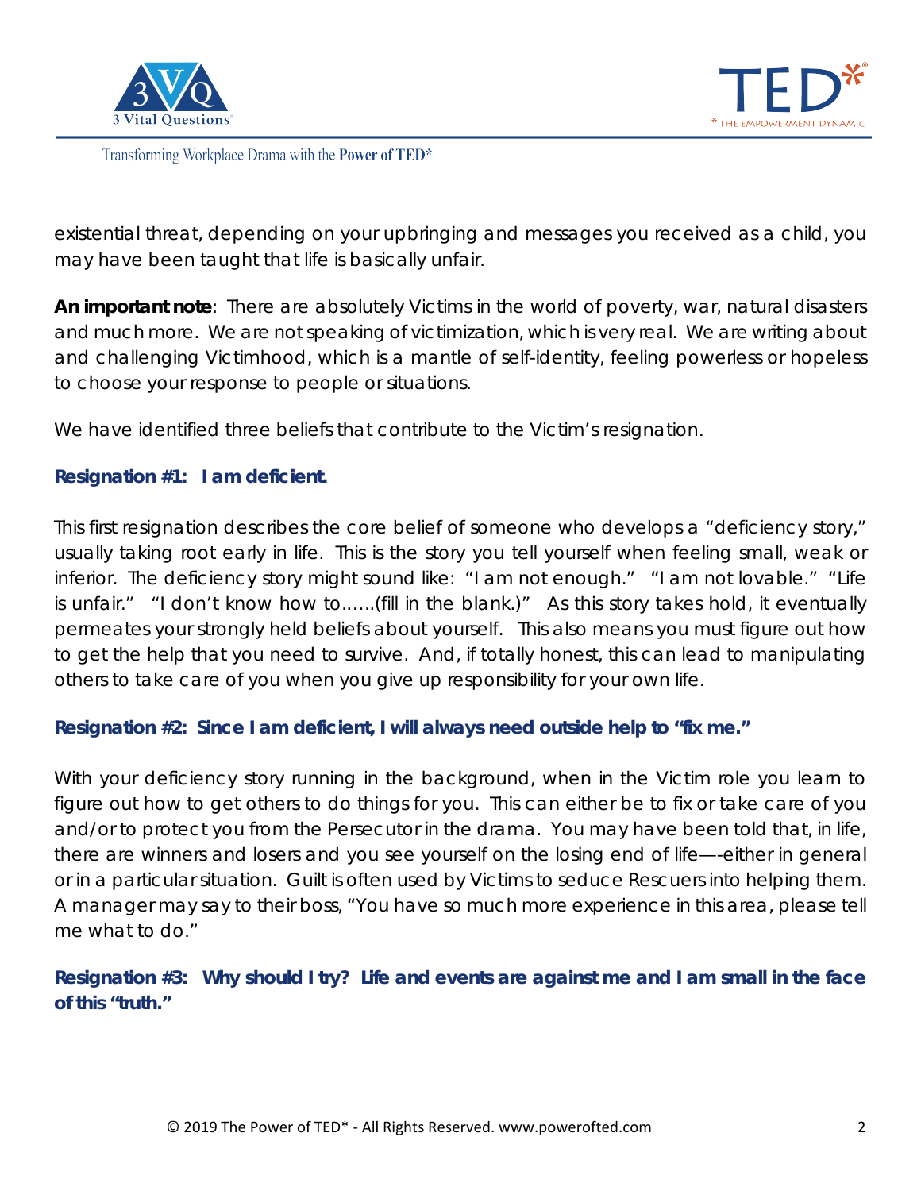existential threat, depending on your upbringing and messages you received as a child, you may have been taught that life is basically unfair.

**An important note**: There are absolutely Victims in the world of poverty, war, natural disasters and much more. We are not speaking of victimization, which is very real. We are writing about and challenging Victimhood, which is a mantle of self-identity, feeling powerless or hopeless to choose your response to people or situations.

We have identified three beliefs that contribute to the Victim's resignation.

**Resignation #1: I am deficient.**

This first resignation describes the core belief of someone who develops a "deficiency story," usually taking root early in life. This is the story you tell yourself when feeling small, weak or inferior. The deficiency story might sound like: "I am not enough." "I am not lovable." "Life is unfair." "I don't know how to......(fill in the blank.)" As this story takes hold, it eventually permeates your strongly held beliefs about yourself. This also means you must figure out how to get the help that you need to survive. And, if totally honest, this can lead to manipulating others to take care of you when you give up responsibility for your own life.

**Resignation #2: Since I am deficient, I will always need outside help to "fix me."**

With your deficiency story running in the background, when in the Victim role you learn to figure out how to get others to do things for you. This can either be to fix or take care of you and/or to protect you from the Persecutor in the drama. You may have been told that, in life, there are winners and losers and you see yourself on the losing end of life—-either in general or in a particular situation. Guilt is often used by Victims to seduce Rescuers into helping them. A manager may say to their boss, "You have so much more experience in this area, please tell me what to do."

**Resignation #3: Why should I try? Life and events are against me and I am small in the face of this "truth."**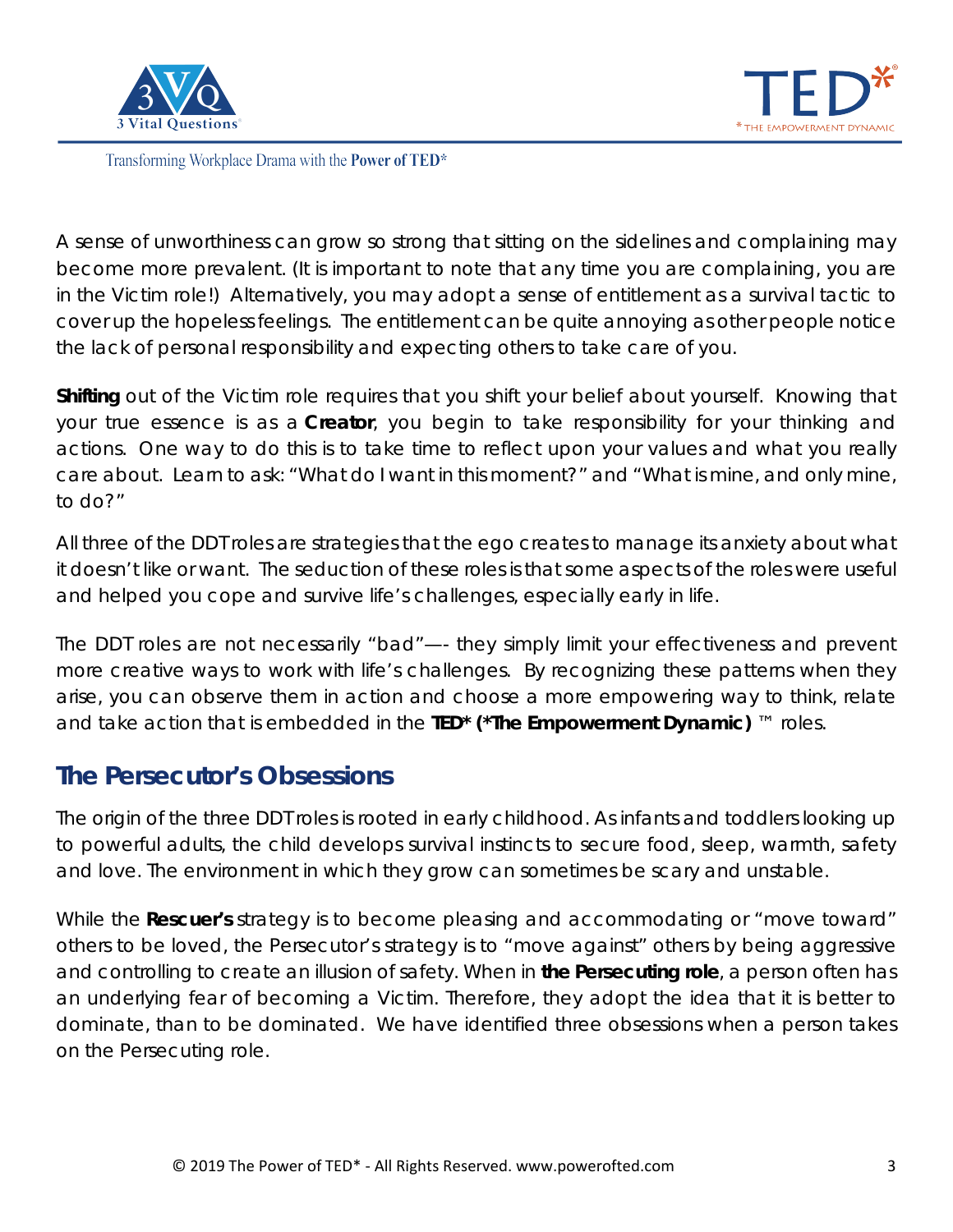A sense of unworthiness can grow so strong that sitting on the sidelines and complaining may become more prevalent. (It is important to note that any time you are complaining, you are in the Victim role!) Alternatively, you may adopt a sense of entitlement as a survival tactic to cover up the hopeless feelings. The entitlement can be quite annoying as other people notice the lack of personal responsibility and expecting others to take care of you.

**Shifting** out of the Victim role requires that you shift your belief about yourself. Knowing that your true essence is as a **Creator**, you begin to take responsibility for your thinking and actions. One way to do this is to take time to reflect upon your values and what you really care about. Learn to ask: "What do I want in this moment?" and "What is mine, and only mine, to do?"

All three of the DDT roles are strategies that the ego creates to manage its anxiety about what it doesn't like or want. The seduction of these roles is that some aspects of the roles were useful and helped you cope and survive life's challenges, especially early in life.

The DDT roles are not necessarily "bad"—- they simply limit your effectiveness and prevent more creative ways to work with life's challenges. By recognizing these patterns when they arise, you can observe them in action and choose a more empowering way to think, relate and take action that is embedded in the **TED* (*The Empowerment Dynamic)** ™ roles.

## The Persecutor's Obsessions

The origin of the three DDT roles is rooted in early childhood. As infants and toddlers looking up to powerful adults, the child develops survival instincts to secure food, sleep, warmth, safety and love. The environment in which they grow can sometimes be scary and unstable.

While the **Rescuer's** strategy is to become pleasing and accommodating or "move toward" others to be loved, the Persecutor's strategy is to "move against" others by being aggressive and controlling to create an illusion of safety. When in **the Persecuting role**, a person often has an underlying fear of becoming a Victim. Therefore, they adopt the idea that it is better to dominate, than to be dominated. We have identified three obsessions when a person takes on the Persecuting role.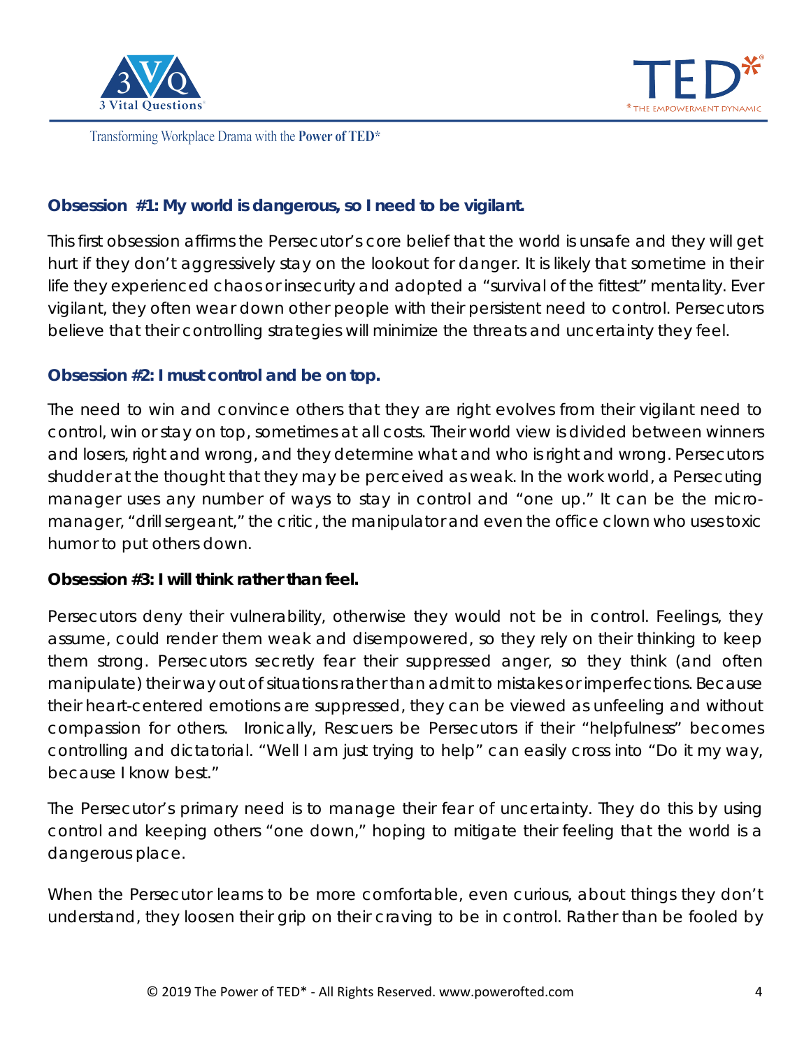### Obsession #1: My world is dangerous, so I need to be vigilant.

This first obsession affirms the Persecutor's core belief that the world is unsafe and they will get hurt if they don't aggressively stay on the lookout for danger. It is likely that sometime in their life they experienced chaos or insecurity and adopted a "survival of the fittest" mentality. Ever vigilant, they often wear down other people with their persistent need to control. Persecutors believe that their controlling strategies will minimize the threats and uncertainty they feel.

### Obsession #2: I must control and be on top.

The need to win and convince others that they are right evolves from their vigilant need to control, win or stay on top, sometimes at all costs. Their world view is divided between winners and losers, right and wrong, and they determine what and who is right and wrong. Persecutors shudder at the thought that they may be perceived as weak. In the work world, a Persecuting manager uses any number of ways to stay in control and "one up." It can be the micro-manager, "drill sergeant," the critic, the manipulator and even the office clown who uses toxic humor to put others down.

### Obsession #3: I will think rather than feel.

Persecutors deny their vulnerability, otherwise they would not be in control. Feelings, they assume, could render them weak and disempowered, so they rely on their thinking to keep them strong. Persecutors secretly fear their suppressed anger, so they think (and often manipulate) their way out of situations rather than admit to mistakes or imperfections. Because their heart-centered emotions are suppressed, they can be viewed as unfeeling and without compassion for others. Ironically, Rescuers be Persecutors if their "helpfulness" becomes controlling and dictatorial. "Well I am just trying to help" can easily cross into "Do it my way, because I know best."

The Persecutor's primary need is to manage their fear of uncertainty. They do this by using control and keeping others "one down," hoping to mitigate their feeling that the world is a dangerous place.

When the Persecutor learns to be more comfortable, even curious, about things they don't understand, they loosen their grip on their craving to be in control. Rather than be fooled by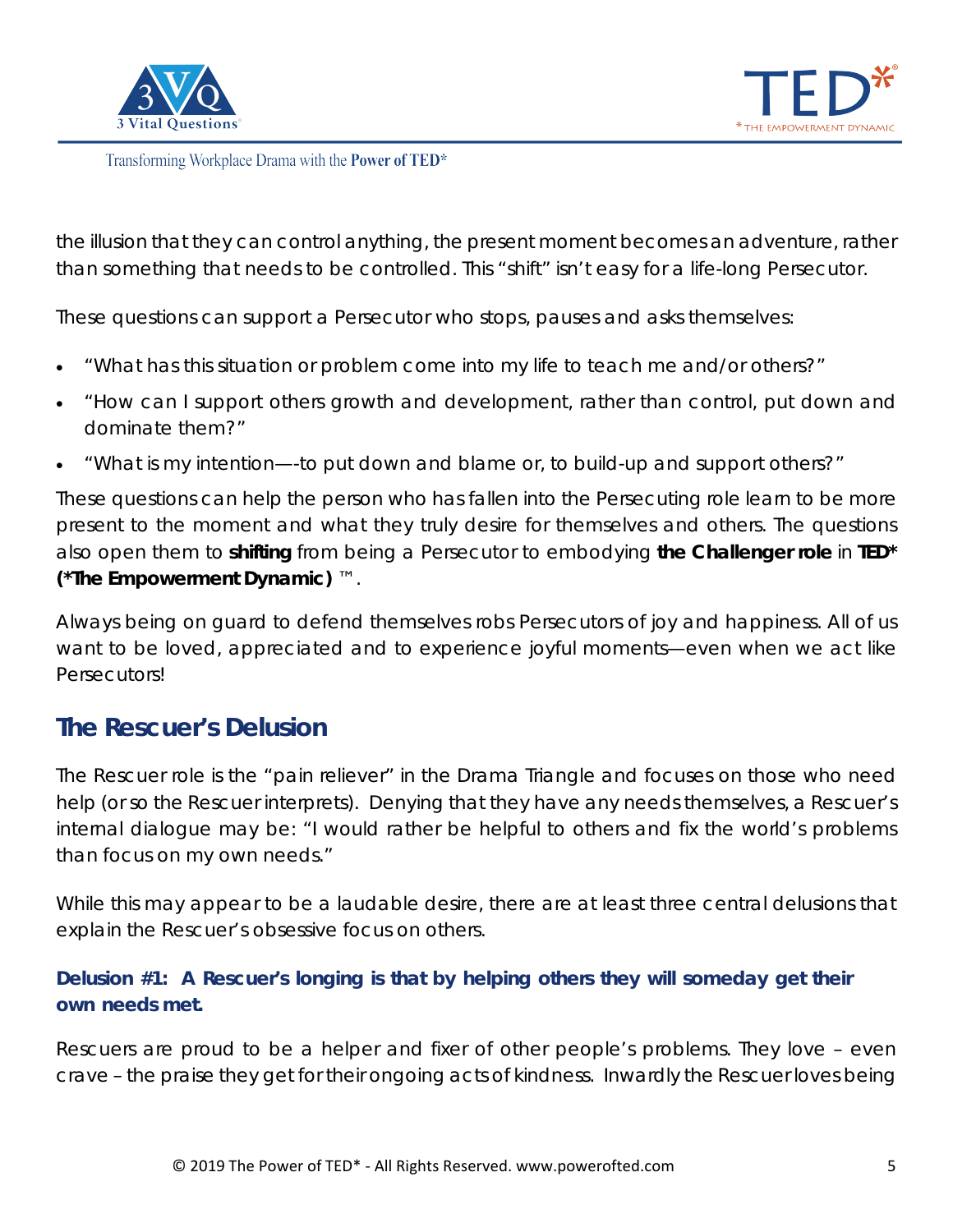the illusion that they can control anything, the present moment becomes an adventure, rather than something that needs to be controlled. This "shift" isn't easy for a life-long Persecutor.

These questions can support a Persecutor who stops, pauses and asks themselves:

- "What has this situation or problem come into my life to teach me and/or others?"
- "How can I support others growth and development, rather than control, put down and dominate them?"
- "What is my intention—-to put down and blame or, to build-up and support others?"

These questions can help the person who has fallen into the Persecuting role learn to be more present to the moment and what they truly desire for themselves and others. The questions also open them to **shifting** from being a Persecutor to embodying **the Challenger role** in **TED* (*The Empowerment Dynamic)** ™.

Always being on guard to defend themselves robs Persecutors of joy and happiness. All of us want to be loved, appreciated and to experience joyful moments—even when we act like Persecutors!

## The Rescuer's Delusion

The Rescuer role is the "pain reliever" in the Drama Triangle and focuses on those who need help (or so the Rescuer interprets). Denying that they have any needs themselves, a Rescuer's internal dialogue may be: "I would rather be helpful to others and fix the world's problems than focus on my own needs."

While this may appear to be a laudable desire, there are at least three central delusions that explain the Rescuer's obsessive focus on others.

### Delusion #1: A Rescuer's longing is that by helping others they will someday get their own needs met.

Rescuers are proud to be a helper and fixer of other people's problems. They love – even crave – the praise they get for their ongoing acts of kindness. Inwardly the Rescuer loves being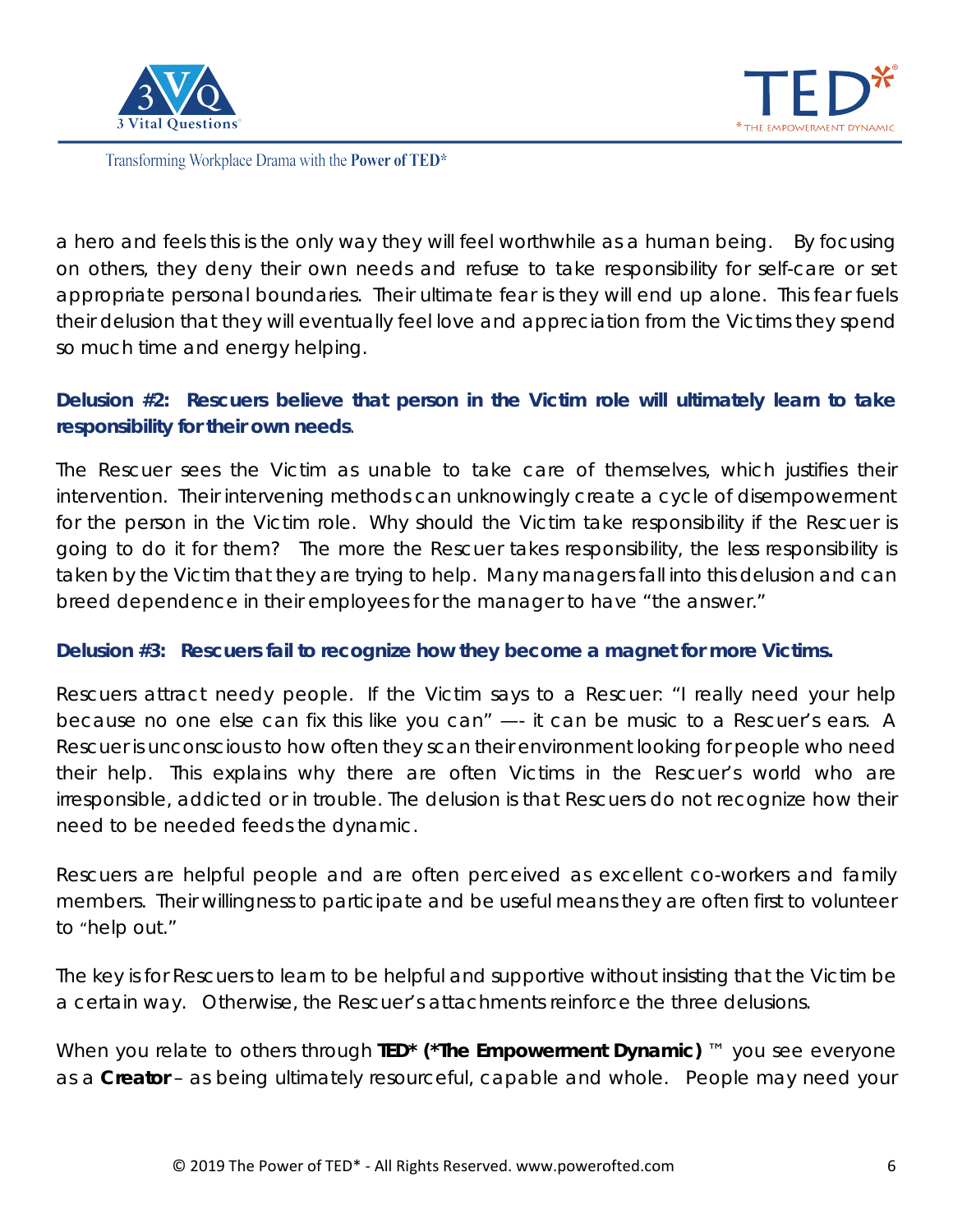a hero and feels this is the only way they will feel worthwhile as a human being. By focusing on others, they deny their own needs and refuse to take responsibility for self-care or set appropriate personal boundaries. Their ultimate fear is they will end up alone. This fear fuels their delusion that they will eventually feel love and appreciation from the Victims they spend so much time and energy helping.

**Delusion #2: Rescuers believe that person in the Victim role will ultimately learn to take responsibility for their own needs**.

The Rescuer sees the Victim as unable to take care of themselves, which justifies their intervention. Their intervening methods can unknowingly create a cycle of disempowerment for the person in the Victim role. Why should the Victim take responsibility if the Rescuer is going to do it for them? The more the Rescuer takes responsibility, the less responsibility is taken by the Victim that they are trying to help. Many managers fall into this delusion and can breed dependence in their employees for the manager to have "the answer."

**Delusion #3: Rescuers fail to recognize how they become a magnet for more Victims.**

Rescuers attract needy people. If the Victim says to a Rescuer: "I really need your help because no one else can fix this like you can" —- it can be music to a Rescuer's ears. A Rescuer is unconscious to how often they scan their environment looking for people who need their help. This explains why there are often Victims in the Rescuer's world who are irresponsible, addicted or in trouble. The delusion is that Rescuers do not recognize how their need to be needed feeds the dynamic.

Rescuers are helpful people and are often perceived as excellent co-workers and family members. Their willingness to participate and be useful means they are often first to volunteer to "help out."

The key is for Rescuers to learn to be helpful and supportive without insisting that the Victim be a certain way. Otherwise, the Rescuer's attachments reinforce the three delusions.

When you relate to others through **TED* (*The Empowerment Dynamic)** ™ you see everyone as a **Creator** – as being ultimately resourceful, capable and whole. People may need your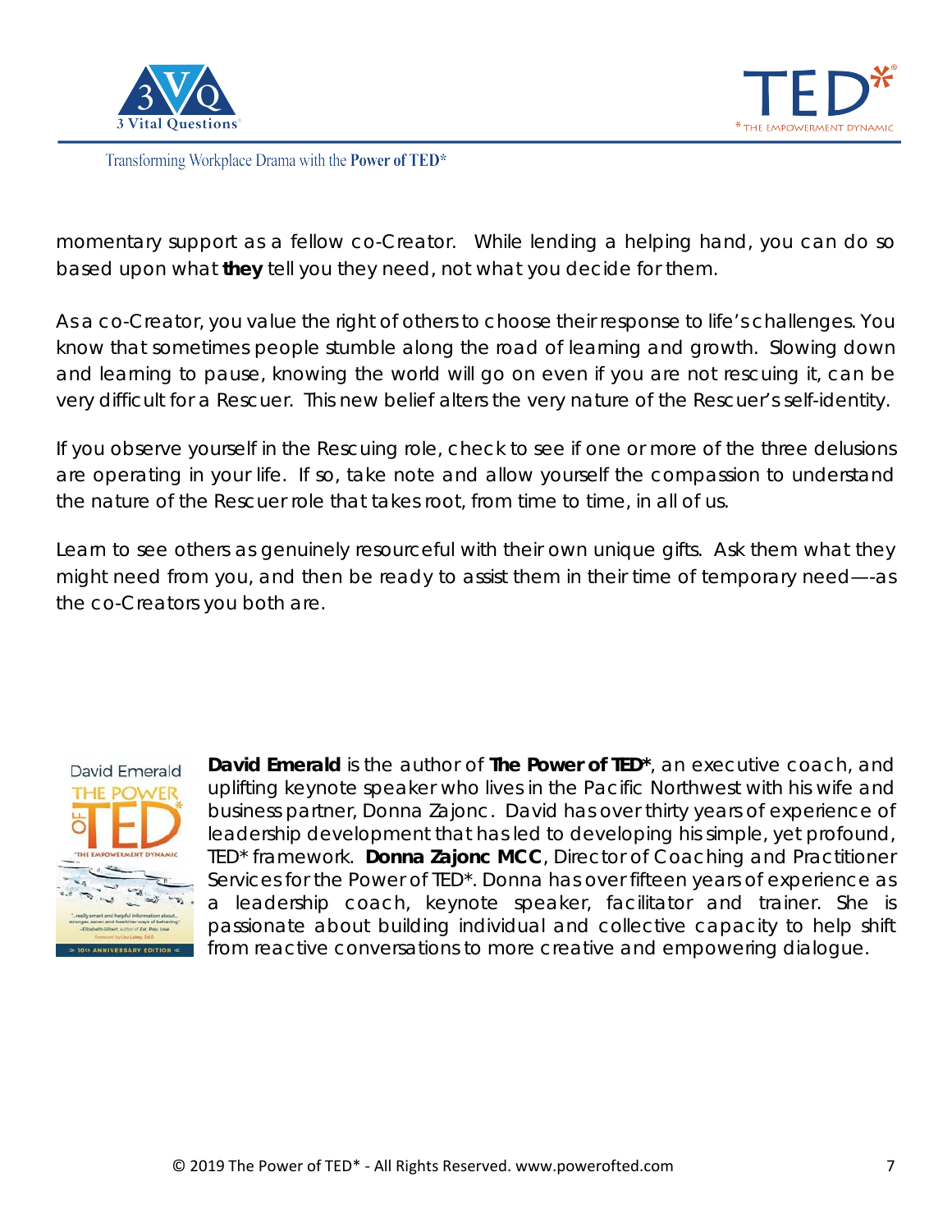momentary support as a fellow co-Creator. While lending a helping hand, you can do so based upon what **they** tell you they need, not what you decide for them.

As a co-Creator, you value the right of others to choose their response to life's challenges. You know that sometimes people stumble along the road of learning and growth. Slowing down and learning to pause, knowing the world will go on even if you are not rescuing it, can be very difficult for a Rescuer. This new belief alters the very nature of the Rescuer's self-identity.

If you observe yourself in the Rescuing role, check to see if one or more of the three delusions are operating in your life. If so, take note and allow yourself the compassion to understand the nature of the Rescuer role that takes root, from time to time, in all of us.

Learn to see others as genuinely resourceful with their own unique gifts. Ask them what they might need from you, and then be ready to assist them in their time of temporary need—-as the co-Creators you both are.

**David Emerald** is the author of **The Power of TED***, an executive coach, and uplifting keynote speaker who lives in the Pacific Northwest with his wife and business partner, Donna Zajonc. David has over thirty years of experience of leadership development that has led to developing his simple, yet profound, TED* framework. **Donna Zajonc MCC**, Director of Coaching and Practitioner Services for the Power of TED*. Donna has over fifteen years of experience as a leadership coach, keynote speaker, facilitator and trainer. She is passionate about building individual and collective capacity to help shift from reactive conversations to more creative and empowering dialogue.

© 2019 The Power of TED* - All Rights Reserved. www.powerofted.com